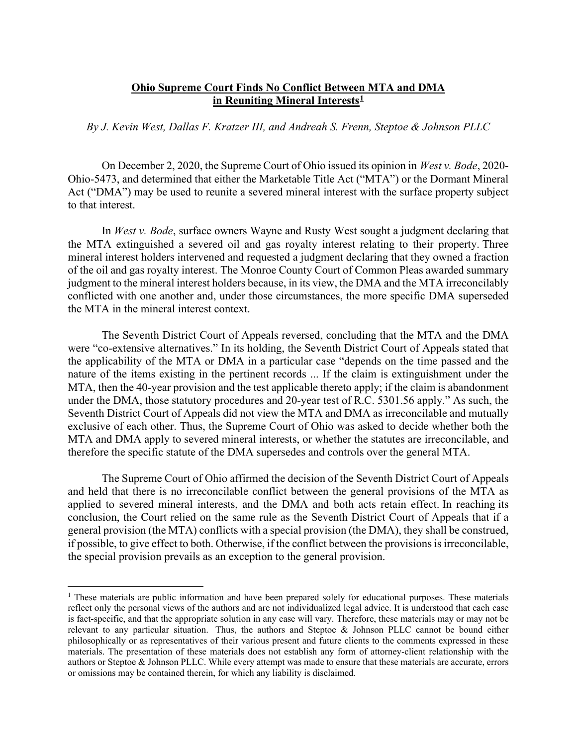**Ohio Supreme Court Finds No Conflict Between MTA and DMA in Reuniting Mineral Interests**[1]

*By J. Kevin West, Dallas F. Kratzer III, and Andreah S. Frenn, Steptoe & Johnson PLLC*

On December 2, 2020, the Supreme Court of Ohio issued its opinion in *West v. Bode*, 2020-Ohio-5473, and determined that either the Marketable Title Act ("MTA") or the Dormant Mineral Act ("DMA") may be used to reunite a severed mineral interest with the surface property subject to that interest.

In *West v. Bode*, surface owners Wayne and Rusty West sought a judgment declaring that the MTA extinguished a severed oil and gas royalty interest relating to their property. Three mineral interest holders intervened and requested a judgment declaring that they owned a fraction of the oil and gas royalty interest. The Monroe County Court of Common Pleas awarded summary judgment to the mineral interest holders because, in its view, the DMA and the MTA irreconcilably conflicted with one another and, under those circumstances, the more specific DMA superseded the MTA in the mineral interest context.

The Seventh District Court of Appeals reversed, concluding that the MTA and the DMA were "co-extensive alternatives." In its holding, the Seventh District Court of Appeals stated that the applicability of the MTA or DMA in a particular case "depends on the time passed and the nature of the items existing in the pertinent records ... If the claim is extinguishment under the MTA, then the 40-year provision and the test applicable thereto apply; if the claim is abandonment under the DMA, those statutory procedures and 20-year test of R.C. 5301.56 apply." As such, the Seventh District Court of Appeals did not view the MTA and DMA as irreconcilable and mutually exclusive of each other. Thus, the Supreme Court of Ohio was asked to decide whether both the MTA and DMA apply to severed mineral interests, or whether the statutes are irreconcilable, and therefore the specific statute of the DMA supersedes and controls over the general MTA.

The Supreme Court of Ohio affirmed the decision of the Seventh District Court of Appeals and held that there is no irreconcilable conflict between the general provisions of the MTA as applied to severed mineral interests, and the DMA and both acts retain effect. In reaching its conclusion, the Court relied on the same rule as the Seventh District Court of Appeals that if a general provision (the MTA) conflicts with a special provision (the DMA), they shall be construed, if possible, to give effect to both. Otherwise, if the conflict between the provisions is irreconcilable, the special provision prevails as an exception to the general provision.

---

[1] These materials are public information and have been prepared solely for educational purposes. These materials reflect only the personal views of the authors and are not individualized legal advice. It is understood that each case is fact-specific, and that the appropriate solution in any case will vary. Therefore, these materials may or may not be relevant to any particular situation. Thus, the authors and Steptoe & Johnson PLLC cannot be bound either philosophically or as representatives of their various present and future clients to the comments expressed in these materials. The presentation of these materials does not establish any form of attorney-client relationship with the authors or Steptoe & Johnson PLLC. While every attempt was made to ensure that these materials are accurate, errors or omissions may be contained therein, for which any liability is disclaimed.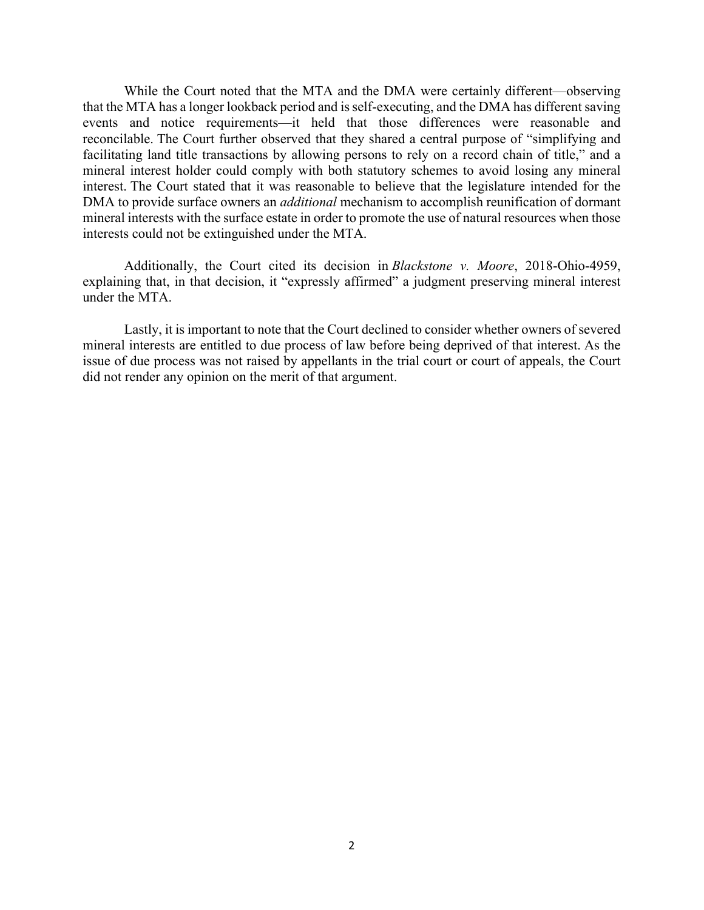While the Court noted that the MTA and the DMA were certainly different—observing that the MTA has a longer lookback period and is self-executing, and the DMA has different saving events and notice requirements—it held that those differences were reasonable and reconcilable. The Court further observed that they shared a central purpose of "simplifying and facilitating land title transactions by allowing persons to rely on a record chain of title," and a mineral interest holder could comply with both statutory schemes to avoid losing any mineral interest. The Court stated that it was reasonable to believe that the legislature intended for the DMA to provide surface owners an *additional* mechanism to accomplish reunification of dormant mineral interests with the surface estate in order to promote the use of natural resources when those interests could not be extinguished under the MTA.

Additionally, the Court cited its decision in *Blackstone v. Moore*, 2018-Ohio-4959, explaining that, in that decision, it "expressly affirmed" a judgment preserving mineral interest under the MTA.

Lastly, it is important to note that the Court declined to consider whether owners of severed mineral interests are entitled to due process of law before being deprived of that interest. As the issue of due process was not raised by appellants in the trial court or court of appeals, the Court did not render any opinion on the merit of that argument.